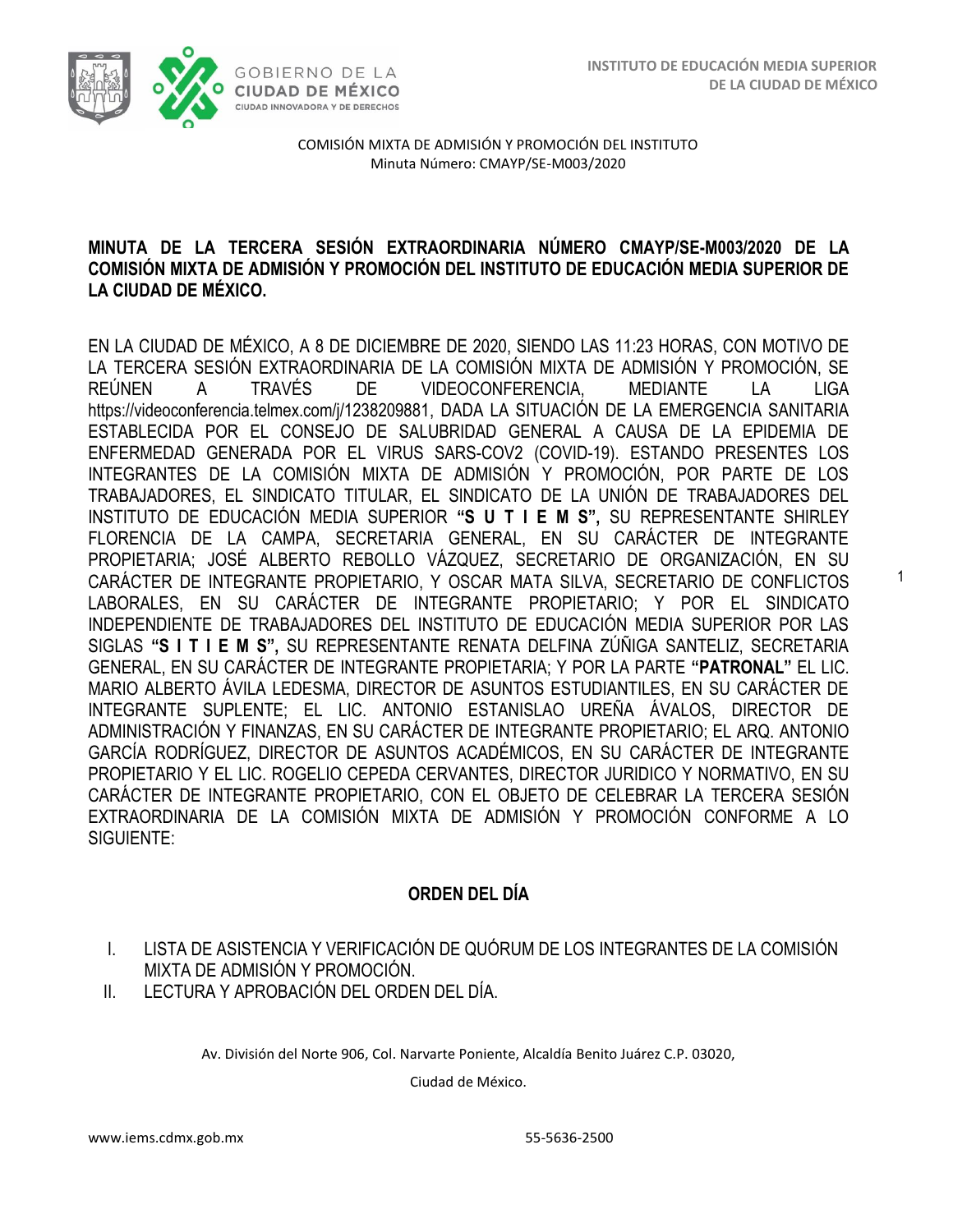COMISIÓN MIXTA DE ADMISIÓN Y PROMOCIÓN DEL INSTITUTO
Minuta Número: CMAYP/SE-M003/2020

# MINUTA DE LA TERCERA SESIÓN EXTRAORDINARIA NÚMERO CMAYP/SE-M003/2020 DE LA COMISIÓN MIXTA DE ADMISIÓN Y PROMOCIÓN DEL INSTITUTO DE EDUCACIÓN MEDIA SUPERIOR DE LA CIUDAD DE MÉXICO.

EN LA CIUDAD DE MÉXICO, A 8 DE DICIEMBRE DE 2020, SIENDO LAS 11:23 HORAS, CON MOTIVO DE LA TERCERA SESIÓN EXTRAORDINARIA DE LA COMISIÓN MIXTA DE ADMISIÓN Y PROMOCIÓN, SE REÚNEN A TRAVÉS DE VIDEOCONFERENCIA, MEDIANTE LA LIGA https://videoconferencia.telmex.com/j/1238209881, DADA LA SITUACIÓN DE LA EMERGENCIA SANITARIA ESTABLECIDA POR EL CONSEJO DE SALUBRIDAD GENERAL A CAUSA DE LA EPIDEMIA DE ENFERMEDAD GENERADA POR EL VIRUS SARS-COV2 (COVID-19). ESTANDO PRESENTES LOS INTEGRANTES DE LA COMISIÓN MIXTA DE ADMISIÓN Y PROMOCIÓN, POR PARTE DE LOS TRABAJADORES, EL SINDICATO TITULAR, EL SINDICATO DE LA UNIÓN DE TRABAJADORES DEL INSTITUTO DE EDUCACIÓN MEDIA SUPERIOR **"S U T I E M S",** SU REPRESENTANTE SHIRLEY FLORENCIA DE LA CAMPA, SECRETARIA GENERAL, EN SU CARÁCTER DE INTEGRANTE PROPIETARIA; JOSÉ ALBERTO REBOLLO VÁZQUEZ, SECRETARIO DE ORGANIZACIÓN, EN SU CARÁCTER DE INTEGRANTE PROPIETARIO, Y OSCAR MATA SILVA, SECRETARIO DE CONFLICTOS LABORALES, EN SU CARÁCTER DE INTEGRANTE PROPIETARIO; Y POR EL SINDICATO INDEPENDIENTE DE TRABAJADORES DEL INSTITUTO DE EDUCACIÓN MEDIA SUPERIOR POR LAS SIGLAS **"S I T I E M S",** SU REPRESENTANTE RENATA DELFINA ZÚÑIGA SANTELIZ, SECRETARIA GENERAL, EN SU CARÁCTER DE INTEGRANTE PROPIETARIA; Y POR LA PARTE **"PATRONAL"** EL LIC. MARIO ALBERTO ÁVILA LEDESMA, DIRECTOR DE ASUNTOS ESTUDIANTILES, EN SU CARÁCTER DE INTEGRANTE SUPLENTE; EL LIC. ANTONIO ESTANISLAO UREÑA ÁVALOS, DIRECTOR DE ADMINISTRACIÓN Y FINANZAS, EN SU CARÁCTER DE INTEGRANTE PROPIETARIO; EL ARQ. ANTONIO GARCÍA RODRÍGUEZ, DIRECTOR DE ASUNTOS ACADÉMICOS, EN SU CARÁCTER DE INTEGRANTE PROPIETARIO Y EL LIC. ROGELIO CEPEDA CERVANTES, DIRECTOR JURIDICO Y NORMATIVO, EN SU CARÁCTER DE INTEGRANTE PROPIETARIO, CON EL OBJETO DE CELEBRAR LA TERCERA SESIÓN EXTRAORDINARIA DE LA COMISIÓN MIXTA DE ADMISIÓN Y PROMOCIÓN CONFORME A LO SIGUIENTE:

## ORDEN DEL DÍA

I. LISTA DE ASISTENCIA Y VERIFICACIÓN DE QUÓRUM DE LOS INTEGRANTES DE LA COMISIÓN MIXTA DE ADMISIÓN Y PROMOCIÓN.
II. LECTURA Y APROBACIÓN DEL ORDEN DEL DÍA.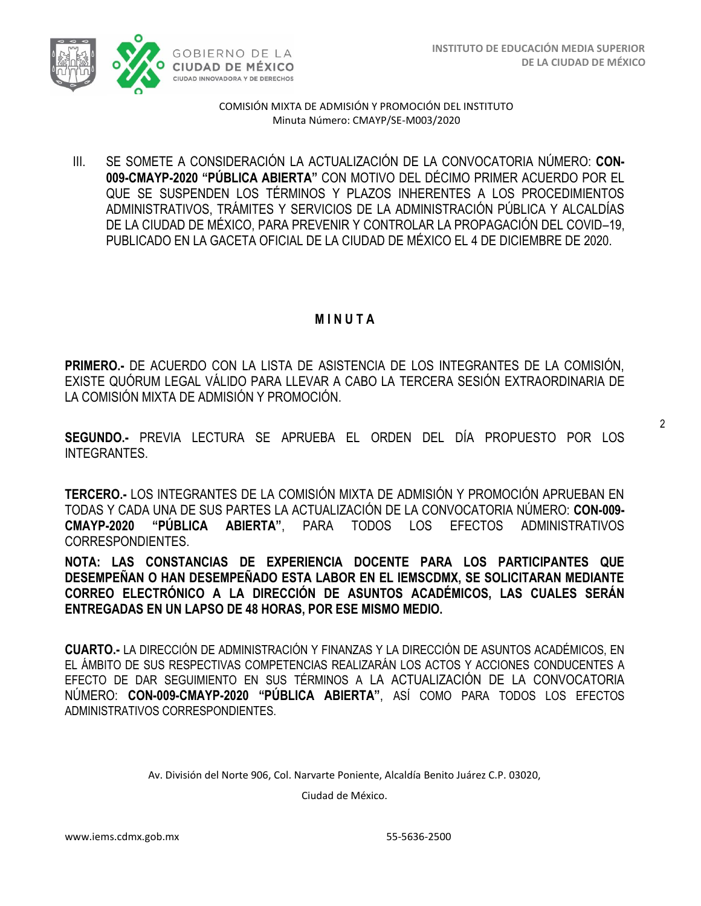COMISIÓN MIXTA DE ADMISIÓN Y PROMOCIÓN DEL INSTITUTO
Minuta Número: CMAYP/SE-M003/2020

III. SE SOMETE A CONSIDERACIÓN LA ACTUALIZACIÓN DE LA CONVOCATORIA NÚMERO: **CON-009-CMAYP-2020 "PÚBLICA ABIERTA"** CON MOTIVO DEL DÉCIMO PRIMER ACUERDO POR EL QUE SE SUSPENDEN LOS TÉRMINOS Y PLAZOS INHERENTES A LOS PROCEDIMIENTOS ADMINISTRATIVOS, TRÁMITES Y SERVICIOS DE LA ADMINISTRACIÓN PÚBLICA Y ALCALDÍAS DE LA CIUDAD DE MÉXICO, PARA PREVENIR Y CONTROLAR LA PROPAGACIÓN DEL COVID–19, PUBLICADO EN LA GACETA OFICIAL DE LA CIUDAD DE MÉXICO EL 4 DE DICIEMBRE DE 2020.

## M I N U T A

**PRIMERO.-** DE ACUERDO CON LA LISTA DE ASISTENCIA DE LOS INTEGRANTES DE LA COMISIÓN, EXISTE QUÓRUM LEGAL VÁLIDO PARA LLEVAR A CABO LA TERCERA SESIÓN EXTRAORDINARIA DE LA COMISIÓN MIXTA DE ADMISIÓN Y PROMOCIÓN.

**SEGUNDO.-** PREVIA LECTURA SE APRUEBA EL ORDEN DEL DÍA PROPUESTO POR LOS INTEGRANTES.

**TERCERO.-** LOS INTEGRANTES DE LA COMISIÓN MIXTA DE ADMISIÓN Y PROMOCIÓN APRUEBAN EN TODAS Y CADA UNA DE SUS PARTES LA ACTUALIZACIÓN DE LA CONVOCATORIA NÚMERO: **CON-009-CMAYP-2020 "PÚBLICA ABIERTA"**, PARA TODOS LOS EFECTOS ADMINISTRATIVOS CORRESPONDIENTES.

**NOTA: LAS CONSTANCIAS DE EXPERIENCIA DOCENTE PARA LOS PARTICIPANTES QUE DESEMPEÑAN O HAN DESEMPEÑADO ESTA LABOR EN EL IEMSCDMX, SE SOLICITARAN MEDIANTE CORREO ELECTRÓNICO A LA DIRECCIÓN DE ASUNTOS ACADÉMICOS, LAS CUALES SERÁN ENTREGADAS EN UN LAPSO DE 48 HORAS, POR ESE MISMO MEDIO.**

**CUARTO.-** LA DIRECCIÓN DE ADMINISTRACIÓN Y FINANZAS Y LA DIRECCIÓN DE ASUNTOS ACADÉMICOS, EN EL ÁMBITO DE SUS RESPECTIVAS COMPETENCIAS REALIZARÁN LOS ACTOS Y ACCIONES CONDUCENTES A EFECTO DE DAR SEGUIMIENTO EN SUS TÉRMINOS A LA ACTUALIZACIÓN DE LA CONVOCATORIA NÚMERO: **CON-009-CMAYP-2020 "PÚBLICA ABIERTA"**, ASÍ COMO PARA TODOS LOS EFECTOS ADMINISTRATIVOS CORRESPONDIENTES.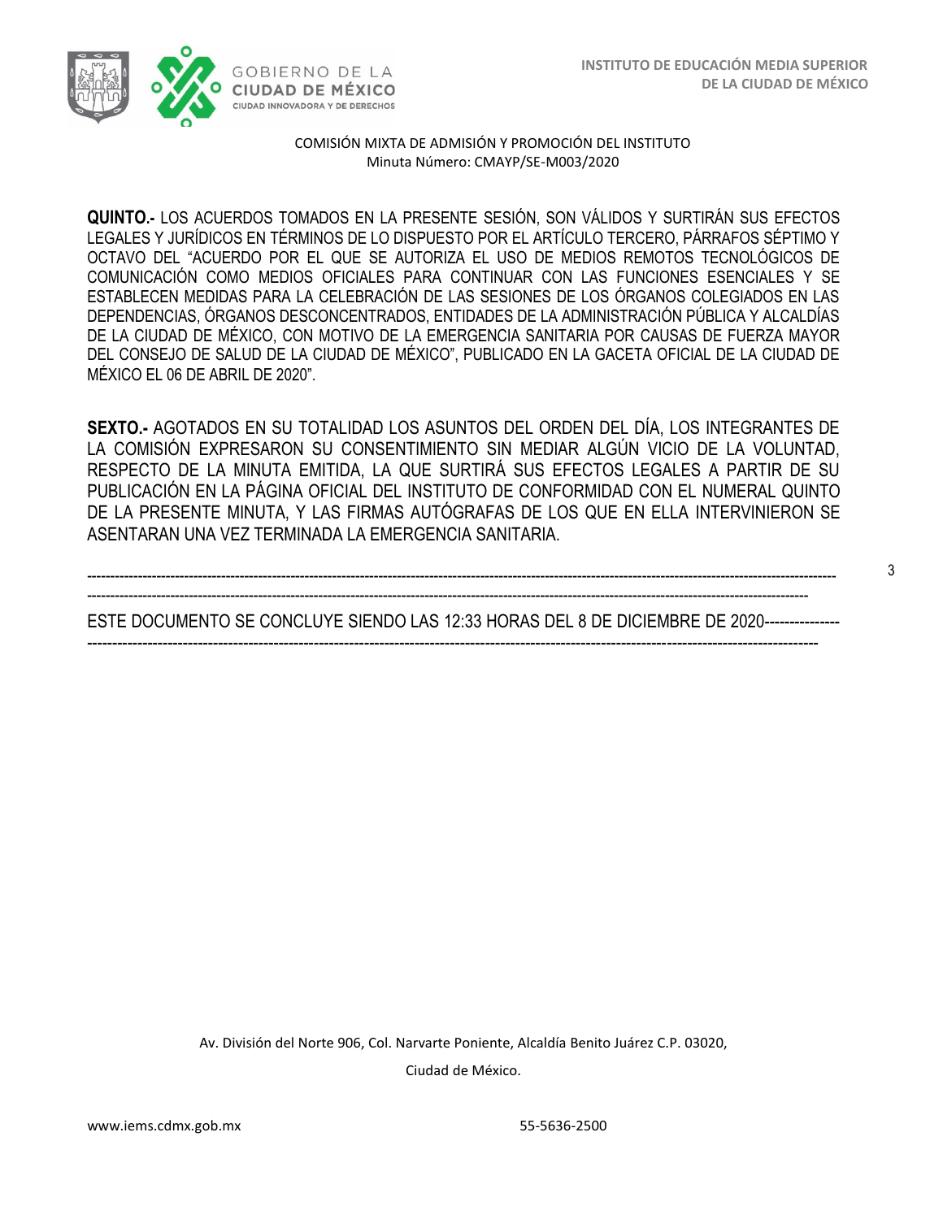COMISIÓN MIXTA DE ADMISIÓN Y PROMOCIÓN DEL INSTITUTO
Minuta Número: CMAYP/SE-M003/2020

**QUINTO.-** LOS ACUERDOS TOMADOS EN LA PRESENTE SESIÓN, SON VÁLIDOS Y SURTIRÁN SUS EFECTOS LEGALES Y JURÍDICOS EN TÉRMINOS DE LO DISPUESTO POR EL ARTÍCULO TERCERO, PÁRRAFOS SÉPTIMO Y OCTAVO DEL "ACUERDO POR EL QUE SE AUTORIZA EL USO DE MEDIOS REMOTOS TECNOLÓGICOS DE COMUNICACIÓN COMO MEDIOS OFICIALES PARA CONTINUAR CON LAS FUNCIONES ESENCIALES Y SE ESTABLECEN MEDIDAS PARA LA CELEBRACIÓN DE LAS SESIONES DE LOS ÓRGANOS COLEGIADOS EN LAS DEPENDENCIAS, ÓRGANOS DESCONCENTRADOS, ENTIDADES DE LA ADMINISTRACIÓN PÚBLICA Y ALCALDÍAS DE LA CIUDAD DE MÉXICO, CON MOTIVO DE LA EMERGENCIA SANITARIA POR CAUSAS DE FUERZA MAYOR DEL CONSEJO DE SALUD DE LA CIUDAD DE MÉXICO", PUBLICADO EN LA GACETA OFICIAL DE LA CIUDAD DE MÉXICO EL 06 DE ABRIL DE 2020".

**SEXTO.-** AGOTADOS EN SU TOTALIDAD LOS ASUNTOS DEL ORDEN DEL DÍA, LOS INTEGRANTES DE LA COMISIÓN EXPRESARON SU CONSENTIMIENTO SIN MEDIAR ALGÚN VICIO DE LA VOLUNTAD, RESPECTO DE LA MINUTA EMITIDA, LA QUE SURTIRÁ SUS EFECTOS LEGALES A PARTIR DE SU PUBLICACIÓN EN LA PÁGINA OFICIAL DEL INSTITUTO DE CONFORMIDAD CON EL NUMERAL QUINTO DE LA PRESENTE MINUTA, Y LAS FIRMAS AUTÓGRAFAS DE LOS QUE EN ELLA INTERVINIERON SE ASENTARAN UNA VEZ TERMINADA LA EMERGENCIA SANITARIA.

------------------------------------------------------------------------------------------------------------------------------------------------

ESTE DOCUMENTO SE CONCLUYE SIENDO LAS 12:33 HORAS DEL 8 DE DICIEMBRE DE 2020--------------
------------------------------------------------------------------------------------------------------------------------------------------------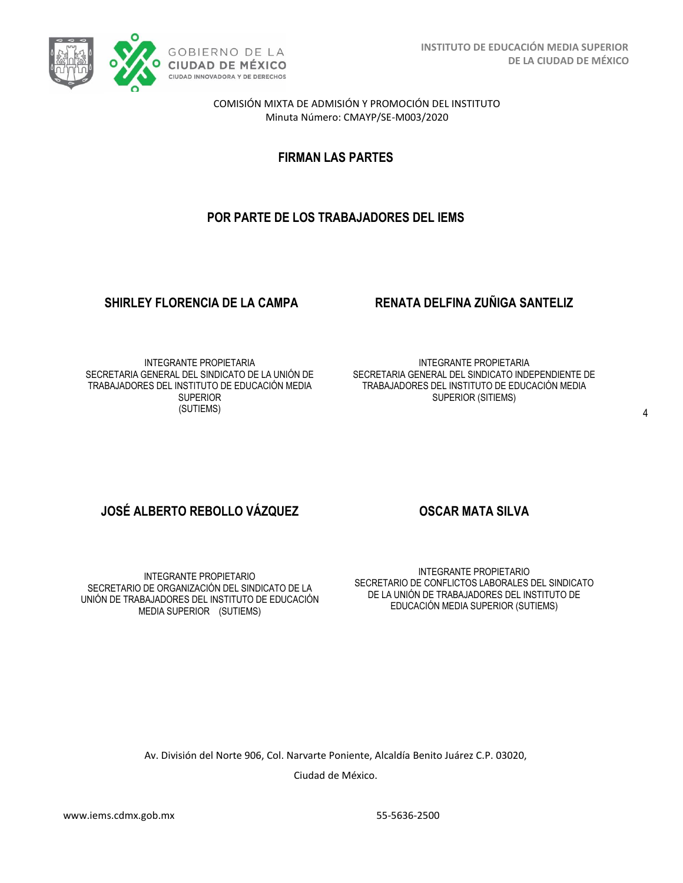COMISIÓN MIXTA DE ADMISIÓN Y PROMOCIÓN DEL INSTITUTO
Minuta Número: CMAYP/SE-M003/2020

## FIRMAN LAS PARTES

## POR PARTE DE LOS TRABAJADORES DEL IEMS

**SHIRLEY FLORENCIA DE LA CAMPA**

INTEGRANTE PROPIETARIA
SECRETARIA GENERAL DEL SINDICATO DE LA UNIÓN DE TRABAJADORES DEL INSTITUTO DE EDUCACIÓN MEDIA SUPERIOR
(SUTIEMS)

**RENATA DELFINA ZUÑIGA SANTELIZ**

INTEGRANTE PROPIETARIA
SECRETARIA GENERAL DEL SINDICATO INDEPENDIENTE DE TRABAJADORES DEL INSTITUTO DE EDUCACIÓN MEDIA SUPERIOR (SITIEMS)

**JOSÉ ALBERTO REBOLLO VÁZQUEZ**

INTEGRANTE PROPIETARIO
SECRETARIO DE ORGANIZACIÓN DEL SINDICATO DE LA UNIÓN DE TRABAJADORES DEL INSTITUTO DE EDUCACIÓN MEDIA SUPERIOR (SUTIEMS)

**OSCAR MATA SILVA**

INTEGRANTE PROPIETARIO
SECRETARIO DE CONFLICTOS LABORALES DEL SINDICATO DE LA UNIÓN DE TRABAJADORES DEL INSTITUTO DE EDUCACIÓN MEDIA SUPERIOR (SUTIEMS)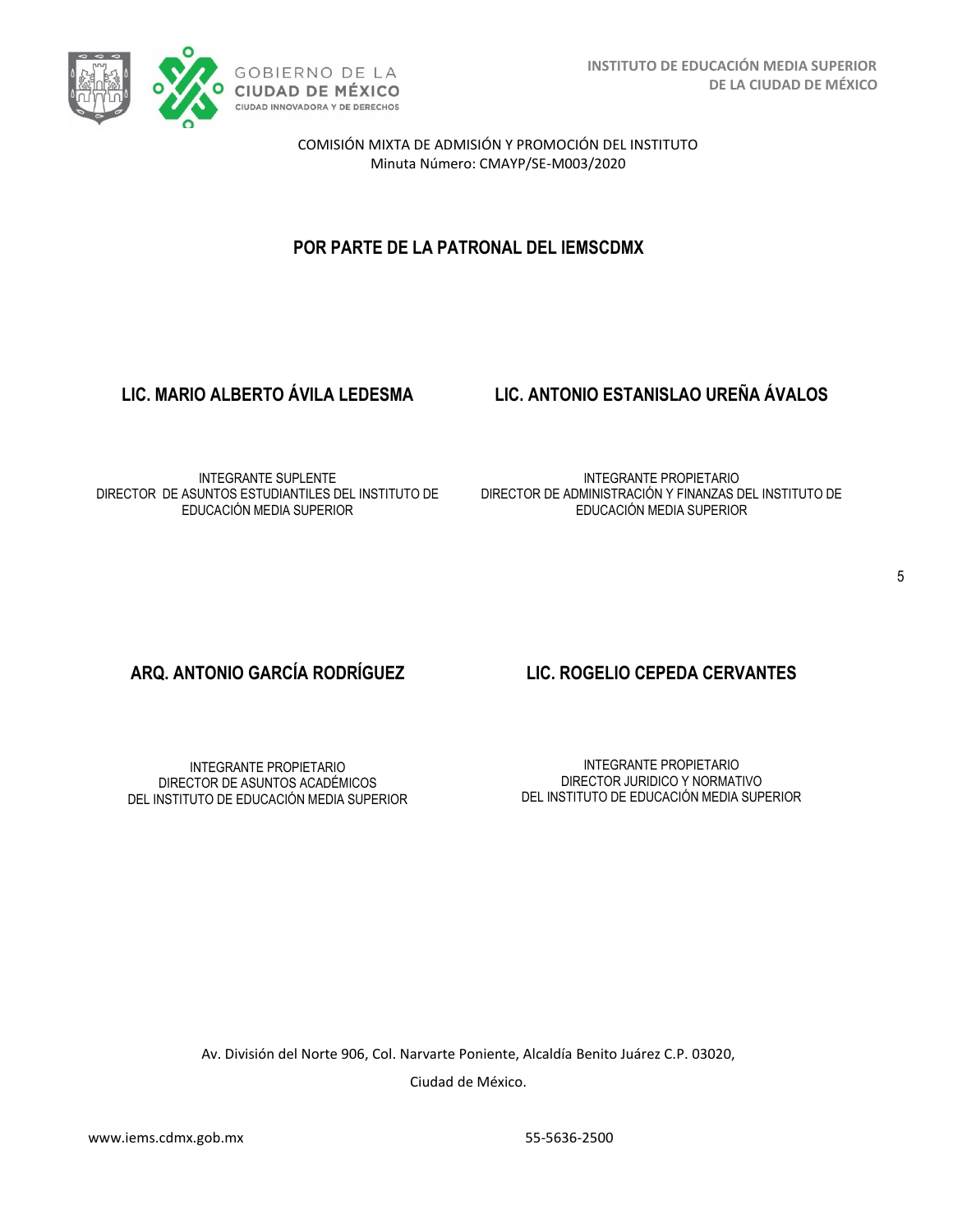COMISIÓN MIXTA DE ADMISIÓN Y PROMOCIÓN DEL INSTITUTO
Minuta Número: CMAYP/SE-M003/2020

## POR PARTE DE LA PATRONAL DEL IEMSCDMX

**LIC. MARIO ALBERTO ÁVILA LEDESMA**

INTEGRANTE SUPLENTE
DIRECTOR DE ASUNTOS ESTUDIANTILES DEL INSTITUTO DE EDUCACIÓN MEDIA SUPERIOR

**LIC. ANTONIO ESTANISLAO UREÑA ÁVALOS**

INTEGRANTE PROPIETARIO
DIRECTOR DE ADMINISTRACIÓN Y FINANZAS DEL INSTITUTO DE EDUCACIÓN MEDIA SUPERIOR

**ARQ. ANTONIO GARCÍA RODRÍGUEZ**

INTEGRANTE PROPIETARIO
DIRECTOR DE ASUNTOS ACADÉMICOS
DEL INSTITUTO DE EDUCACIÓN MEDIA SUPERIOR

**LIC. ROGELIO CEPEDA CERVANTES**

INTEGRANTE PROPIETARIO
DIRECTOR JURIDICO Y NORMATIVO
DEL INSTITUTO DE EDUCACIÓN MEDIA SUPERIOR